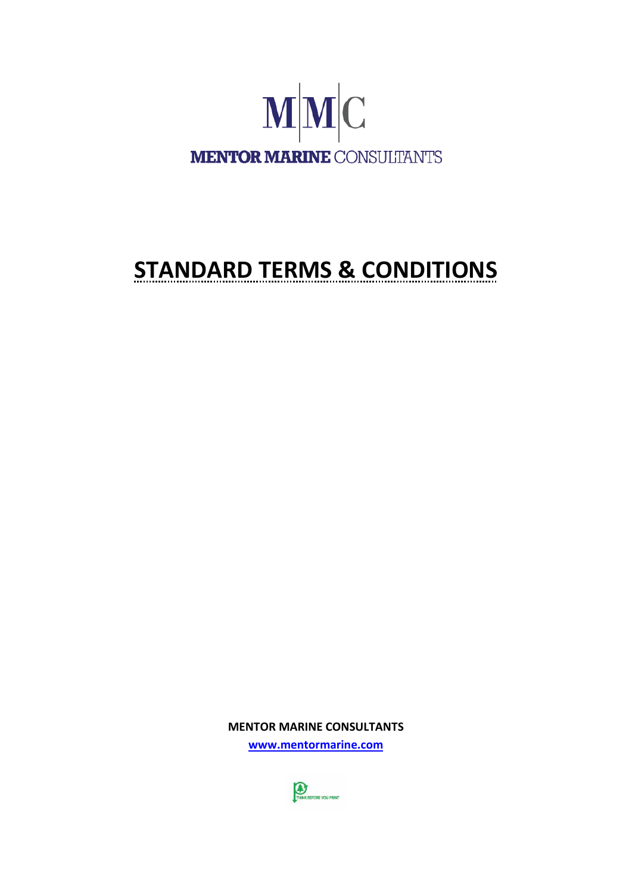M|M|C

MENTOR MARINE CONSULTANTS

# STANDARD TERMS & CONDITIONS

**MENTOR MARINE CONSULTANTS**

**www.mentormarine.com**

THINK BEFORE YOU PRINT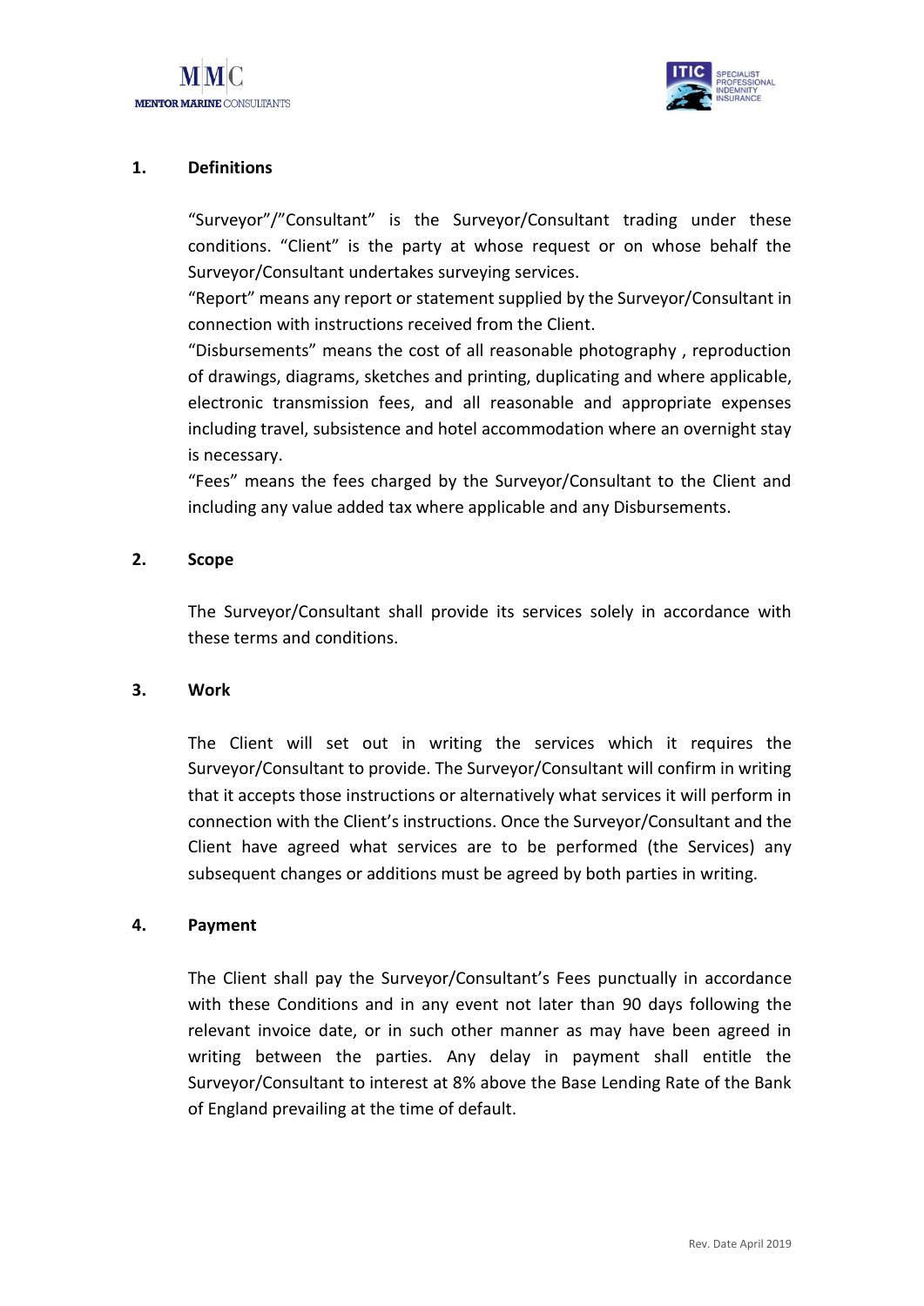## 1. Definitions

"Surveyor"/"Consultant" is the Surveyor/Consultant trading under these conditions. "Client" is the party at whose request or on whose behalf the Surveyor/Consultant undertakes surveying services.

"Report" means any report or statement supplied by the Surveyor/Consultant in connection with instructions received from the Client.

"Disbursements" means the cost of all reasonable photography , reproduction of drawings, diagrams, sketches and printing, duplicating and where applicable, electronic transmission fees, and all reasonable and appropriate expenses including travel, subsistence and hotel accommodation where an overnight stay is necessary.

"Fees" means the fees charged by the Surveyor/Consultant to the Client and including any value added tax where applicable and any Disbursements.

## 2. Scope

The Surveyor/Consultant shall provide its services solely in accordance with these terms and conditions.

## 3. Work

The Client will set out in writing the services which it requires the Surveyor/Consultant to provide. The Surveyor/Consultant will confirm in writing that it accepts those instructions or alternatively what services it will perform in connection with the Client's instructions. Once the Surveyor/Consultant and the Client have agreed what services are to be performed (the Services) any subsequent changes or additions must be agreed by both parties in writing.

## 4. Payment

The Client shall pay the Surveyor/Consultant's Fees punctually in accordance with these Conditions and in any event not later than 90 days following the relevant invoice date, or in such other manner as may have been agreed in writing between the parties. Any delay in payment shall entitle the Surveyor/Consultant to interest at 8% above the Base Lending Rate of the Bank of England prevailing at the time of default.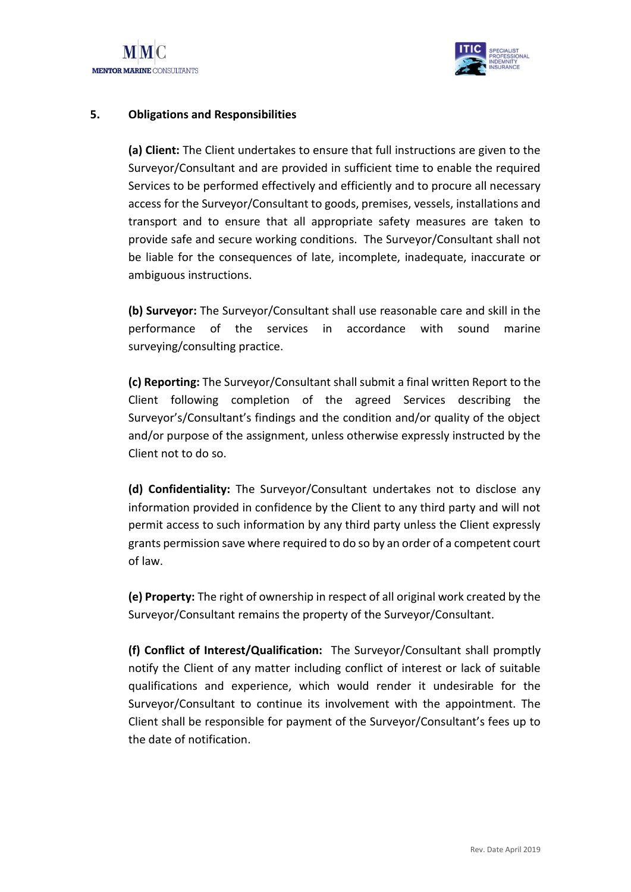## 5. Obligations and Responsibilities

**(a) Client:** The Client undertakes to ensure that full instructions are given to the Surveyor/Consultant and are provided in sufficient time to enable the required Services to be performed effectively and efficiently and to procure all necessary access for the Surveyor/Consultant to goods, premises, vessels, installations and transport and to ensure that all appropriate safety measures are taken to provide safe and secure working conditions. The Surveyor/Consultant shall not be liable for the consequences of late, incomplete, inadequate, inaccurate or ambiguous instructions.

**(b) Surveyor:** The Surveyor/Consultant shall use reasonable care and skill in the performance of the services in accordance with sound marine surveying/consulting practice.

**(c) Reporting:** The Surveyor/Consultant shall submit a final written Report to the Client following completion of the agreed Services describing the Surveyor's/Consultant's findings and the condition and/or quality of the object and/or purpose of the assignment, unless otherwise expressly instructed by the Client not to do so.

**(d) Confidentiality:** The Surveyor/Consultant undertakes not to disclose any information provided in confidence by the Client to any third party and will not permit access to such information by any third party unless the Client expressly grants permission save where required to do so by an order of a competent court of law.

**(e) Property:** The right of ownership in respect of all original work created by the Surveyor/Consultant remains the property of the Surveyor/Consultant.

**(f) Conflict of Interest/Qualification:** The Surveyor/Consultant shall promptly notify the Client of any matter including conflict of interest or lack of suitable qualifications and experience, which would render it undesirable for the Surveyor/Consultant to continue its involvement with the appointment. The Client shall be responsible for payment of the Surveyor/Consultant's fees up to the date of notification.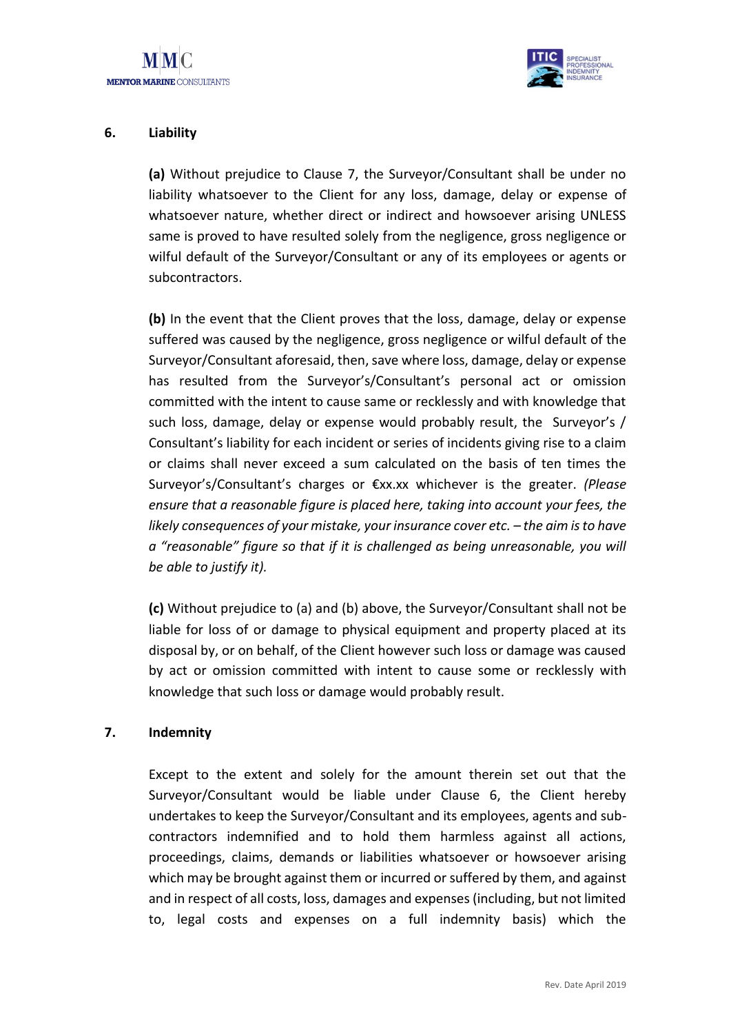## 6. Liability

**(a)** Without prejudice to Clause 7, the Surveyor/Consultant shall be under no liability whatsoever to the Client for any loss, damage, delay or expense of whatsoever nature, whether direct or indirect and howsoever arising UNLESS same is proved to have resulted solely from the negligence, gross negligence or wilful default of the Surveyor/Consultant or any of its employees or agents or subcontractors.

**(b)** In the event that the Client proves that the loss, damage, delay or expense suffered was caused by the negligence, gross negligence or wilful default of the Surveyor/Consultant aforesaid, then, save where loss, damage, delay or expense has resulted from the Surveyor's/Consultant's personal act or omission committed with the intent to cause same or recklessly and with knowledge that such loss, damage, delay or expense would probably result, the Surveyor's / Consultant's liability for each incident or series of incidents giving rise to a claim or claims shall never exceed a sum calculated on the basis of ten times the Surveyor's/Consultant's charges or €xx.xx whichever is the greater. *(Please ensure that a reasonable figure is placed here, taking into account your fees, the likely consequences of your mistake, your insurance cover etc. – the aim is to have a "reasonable" figure so that if it is challenged as being unreasonable, you will be able to justify it).*

**(c)** Without prejudice to (a) and (b) above, the Surveyor/Consultant shall not be liable for loss of or damage to physical equipment and property placed at its disposal by, or on behalf, of the Client however such loss or damage was caused by act or omission committed with intent to cause some or recklessly with knowledge that such loss or damage would probably result.

## 7. Indemnity

Except to the extent and solely for the amount therein set out that the Surveyor/Consultant would be liable under Clause 6, the Client hereby undertakes to keep the Surveyor/Consultant and its employees, agents and sub-contractors indemnified and to hold them harmless against all actions, proceedings, claims, demands or liabilities whatsoever or howsoever arising which may be brought against them or incurred or suffered by them, and against and in respect of all costs, loss, damages and expenses (including, but not limited to, legal costs and expenses on a full indemnity basis) which the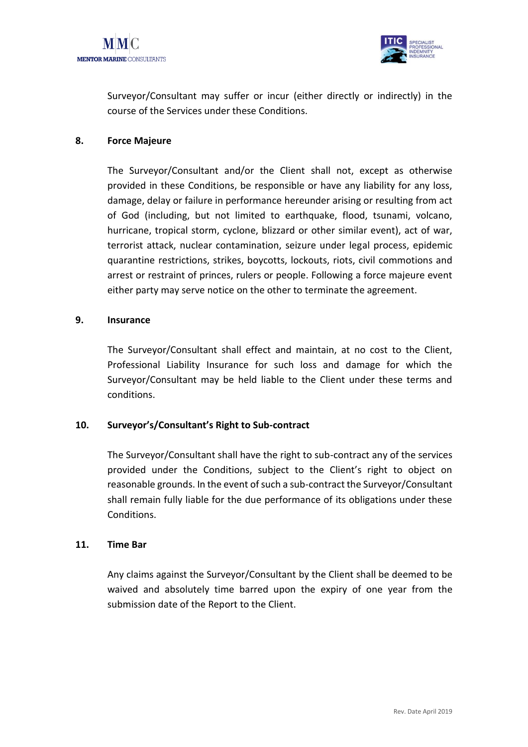Surveyor/Consultant may suffer or incur (either directly or indirectly) in the course of the Services under these Conditions.

## 8. Force Majeure

The Surveyor/Consultant and/or the Client shall not, except as otherwise provided in these Conditions, be responsible or have any liability for any loss, damage, delay or failure in performance hereunder arising or resulting from act of God (including, but not limited to earthquake, flood, tsunami, volcano, hurricane, tropical storm, cyclone, blizzard or other similar event), act of war, terrorist attack, nuclear contamination, seizure under legal process, epidemic quarantine restrictions, strikes, boycotts, lockouts, riots, civil commotions and arrest or restraint of princes, rulers or people. Following a force majeure event either party may serve notice on the other to terminate the agreement.

## 9. Insurance

The Surveyor/Consultant shall effect and maintain, at no cost to the Client, Professional Liability Insurance for such loss and damage for which the Surveyor/Consultant may be held liable to the Client under these terms and conditions.

## 10. Surveyor's/Consultant's Right to Sub-contract

The Surveyor/Consultant shall have the right to sub-contract any of the services provided under the Conditions, subject to the Client's right to object on reasonable grounds. In the event of such a sub-contract the Surveyor/Consultant shall remain fully liable for the due performance of its obligations under these Conditions.

## 11. Time Bar

Any claims against the Surveyor/Consultant by the Client shall be deemed to be waived and absolutely time barred upon the expiry of one year from the submission date of the Report to the Client.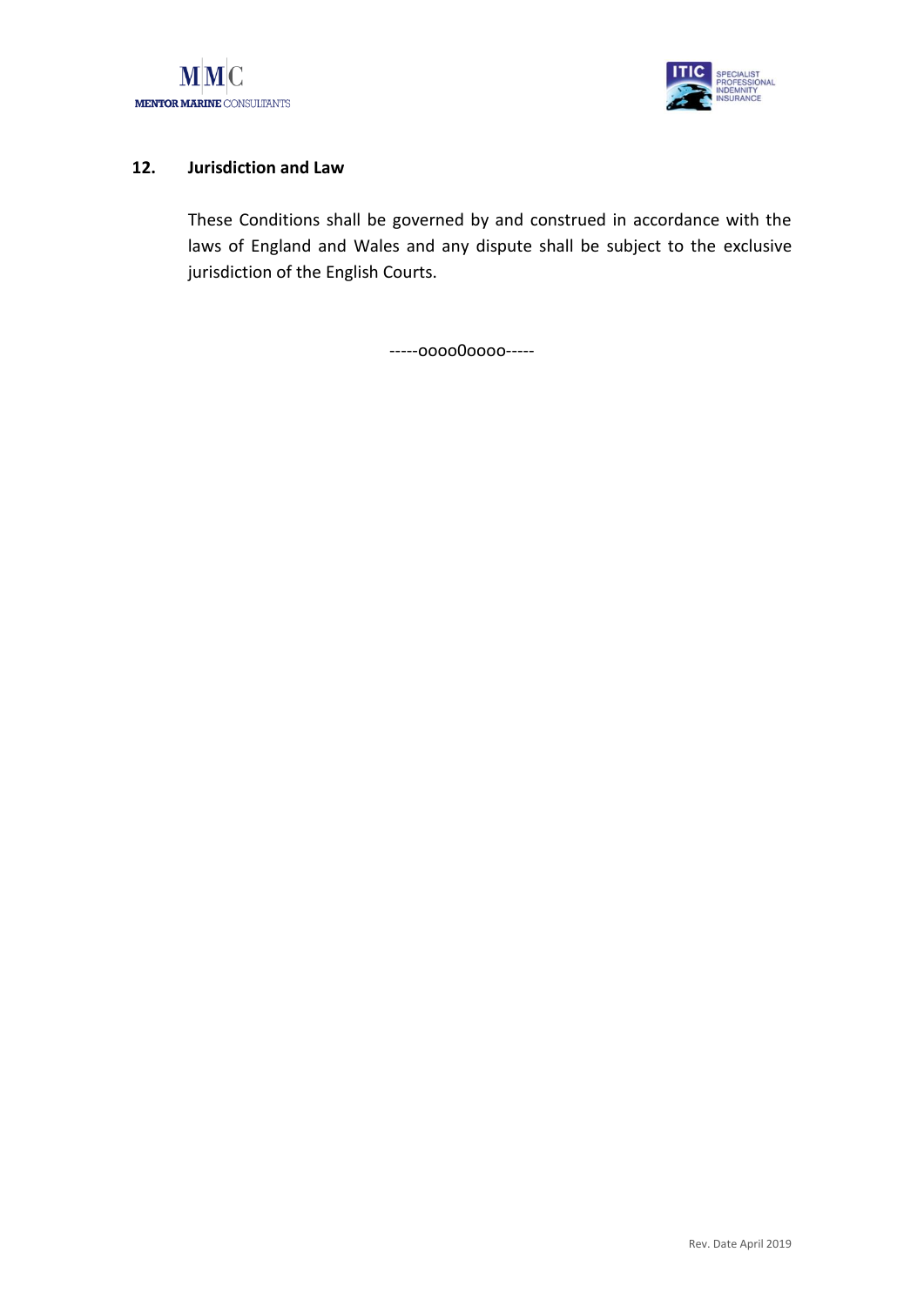## 12. Jurisdiction and Law

These Conditions shall be governed by and construed in accordance with the laws of England and Wales and any dispute shall be subject to the exclusive jurisdiction of the English Courts.

-----oooo0oooo-----